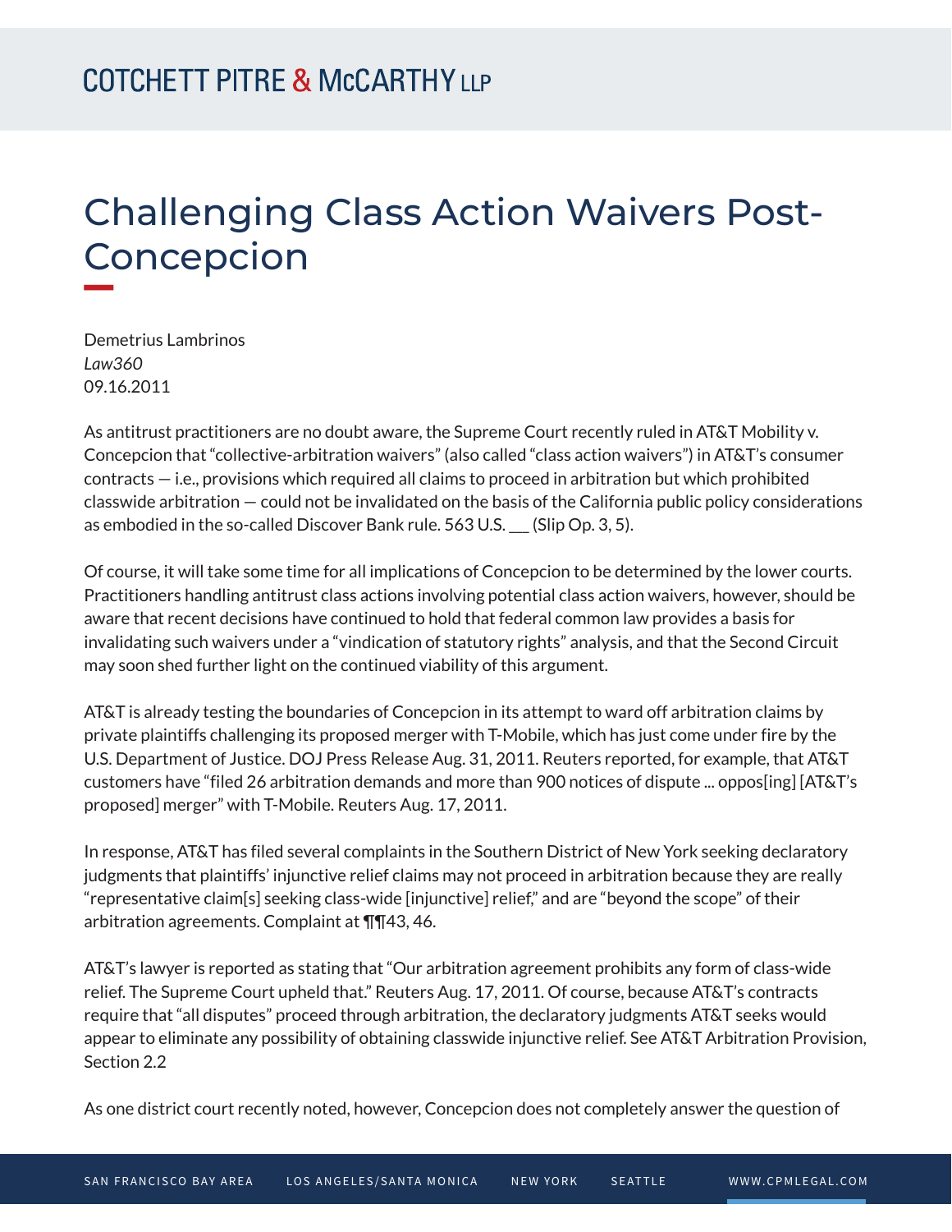# Challenging Class Action Waivers Post-Concepcion

Demetrius Lambrinos  
*Law360*  
09.16.2011

As antitrust practitioners are no doubt aware, the Supreme Court recently ruled in AT&T Mobility v. Concepcion that "collective-arbitration waivers" (also called "class action waivers") in AT&T's consumer contracts — i.e., provisions which required all claims to proceed in arbitration but which prohibited classwide arbitration — could not be invalidated on the basis of the California public policy considerations as embodied in the so-called Discover Bank rule. 563 U.S. ___ (Slip Op. 3, 5).

Of course, it will take some time for all implications of Concepcion to be determined by the lower courts. Practitioners handling antitrust class actions involving potential class action waivers, however, should be aware that recent decisions have continued to hold that federal common law provides a basis for invalidating such waivers under a "vindication of statutory rights" analysis, and that the Second Circuit may soon shed further light on the continued viability of this argument.

AT&T is already testing the boundaries of Concepcion in its attempt to ward off arbitration claims by private plaintiffs challenging its proposed merger with T-Mobile, which has just come under fire by the U.S. Department of Justice. DOJ Press Release Aug. 31, 2011. Reuters reported, for example, that AT&T customers have "filed 26 arbitration demands and more than 900 notices of dispute ... oppos[ing] [AT&T's proposed] merger" with T-Mobile. Reuters Aug. 17, 2011.

In response, AT&T has filed several complaints in the Southern District of New York seeking declaratory judgments that plaintiffs' injunctive relief claims may not proceed in arbitration because they are really "representative claim[s] seeking class-wide [injunctive] relief," and are "beyond the scope" of their arbitration agreements. Complaint at ¶¶43, 46.

AT&T's lawyer is reported as stating that "Our arbitration agreement prohibits any form of class-wide relief. The Supreme Court upheld that." Reuters Aug. 17, 2011. Of course, because AT&T's contracts require that "all disputes" proceed through arbitration, the declaratory judgments AT&T seeks would appear to eliminate any possibility of obtaining classwide injunctive relief. See AT&T Arbitration Provision, Section 2.2

As one district court recently noted, however, Concepcion does not completely answer the question of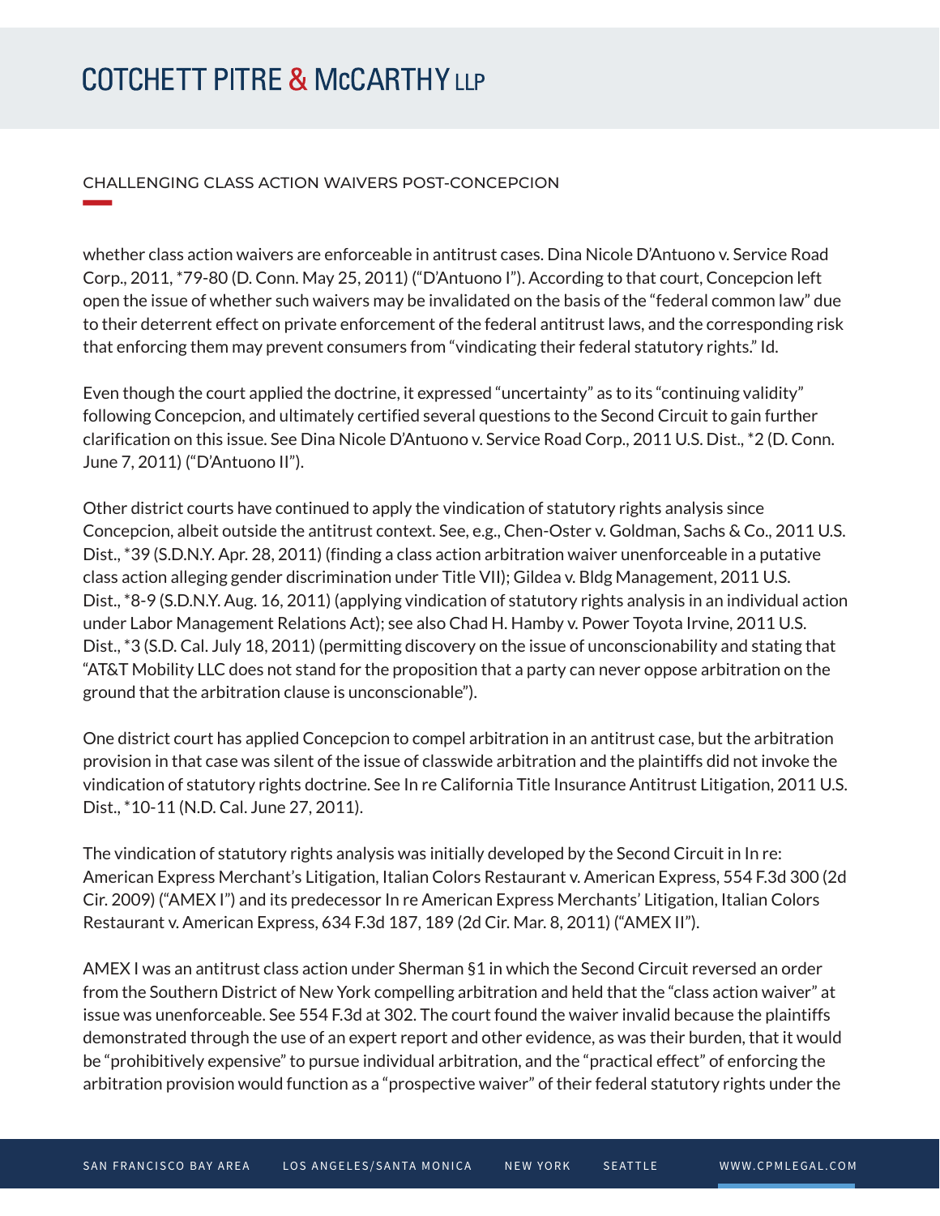whether class action waivers are enforceable in antitrust cases. Dina Nicole D'Antuono v. Service Road Corp., 2011, *79-80 (D. Conn. May 25, 2011) ("D'Antuono I"). According to that court, Concepcion left open the issue of whether such waivers may be invalidated on the basis of the "federal common law" due to their deterrent effect on private enforcement of the federal antitrust laws, and the corresponding risk that enforcing them may prevent consumers from "vindicating their federal statutory rights." Id.

Even though the court applied the doctrine, it expressed "uncertainty" as to its "continuing validity" following Concepcion, and ultimately certified several questions to the Second Circuit to gain further clarification on this issue. See Dina Nicole D'Antuono v. Service Road Corp., 2011 U.S. Dist., *2 (D. Conn. June 7, 2011) ("D'Antuono II").

Other district courts have continued to apply the vindication of statutory rights analysis since Concepcion, albeit outside the antitrust context. See, e.g., Chen-Oster v. Goldman, Sachs & Co., 2011 U.S. Dist., *39 (S.D.N.Y. Apr. 28, 2011) (finding a class action arbitration waiver unenforceable in a putative class action alleging gender discrimination under Title VII); Gildea v. Bldg Management, 2011 U.S. Dist., *8-9 (S.D.N.Y. Aug. 16, 2011) (applying vindication of statutory rights analysis in an individual action under Labor Management Relations Act); see also Chad H. Hamby v. Power Toyota Irvine, 2011 U.S. Dist., *3 (S.D. Cal. July 18, 2011) (permitting discovery on the issue of unconscionability and stating that "AT&T Mobility LLC does not stand for the proposition that a party can never oppose arbitration on the ground that the arbitration clause is unconscionable").

One district court has applied Concepcion to compel arbitration in an antitrust case, but the arbitration provision in that case was silent of the issue of classwide arbitration and the plaintiffs did not invoke the vindication of statutory rights doctrine. See In re California Title Insurance Antitrust Litigation, 2011 U.S. Dist., *10-11 (N.D. Cal. June 27, 2011).

The vindication of statutory rights analysis was initially developed by the Second Circuit in In re: American Express Merchant's Litigation, Italian Colors Restaurant v. American Express, 554 F.3d 300 (2d Cir. 2009) ("AMEX I") and its predecessor In re American Express Merchants' Litigation, Italian Colors Restaurant v. American Express, 634 F.3d 187, 189 (2d Cir. Mar. 8, 2011) ("AMEX II").

AMEX I was an antitrust class action under Sherman §1 in which the Second Circuit reversed an order from the Southern District of New York compelling arbitration and held that the "class action waiver" at issue was unenforceable. See 554 F.3d at 302. The court found the waiver invalid because the plaintiffs demonstrated through the use of an expert report and other evidence, as was their burden, that it would be "prohibitively expensive" to pursue individual arbitration, and the "practical effect" of enforcing the arbitration provision would function as a "prospective waiver" of their federal statutory rights under the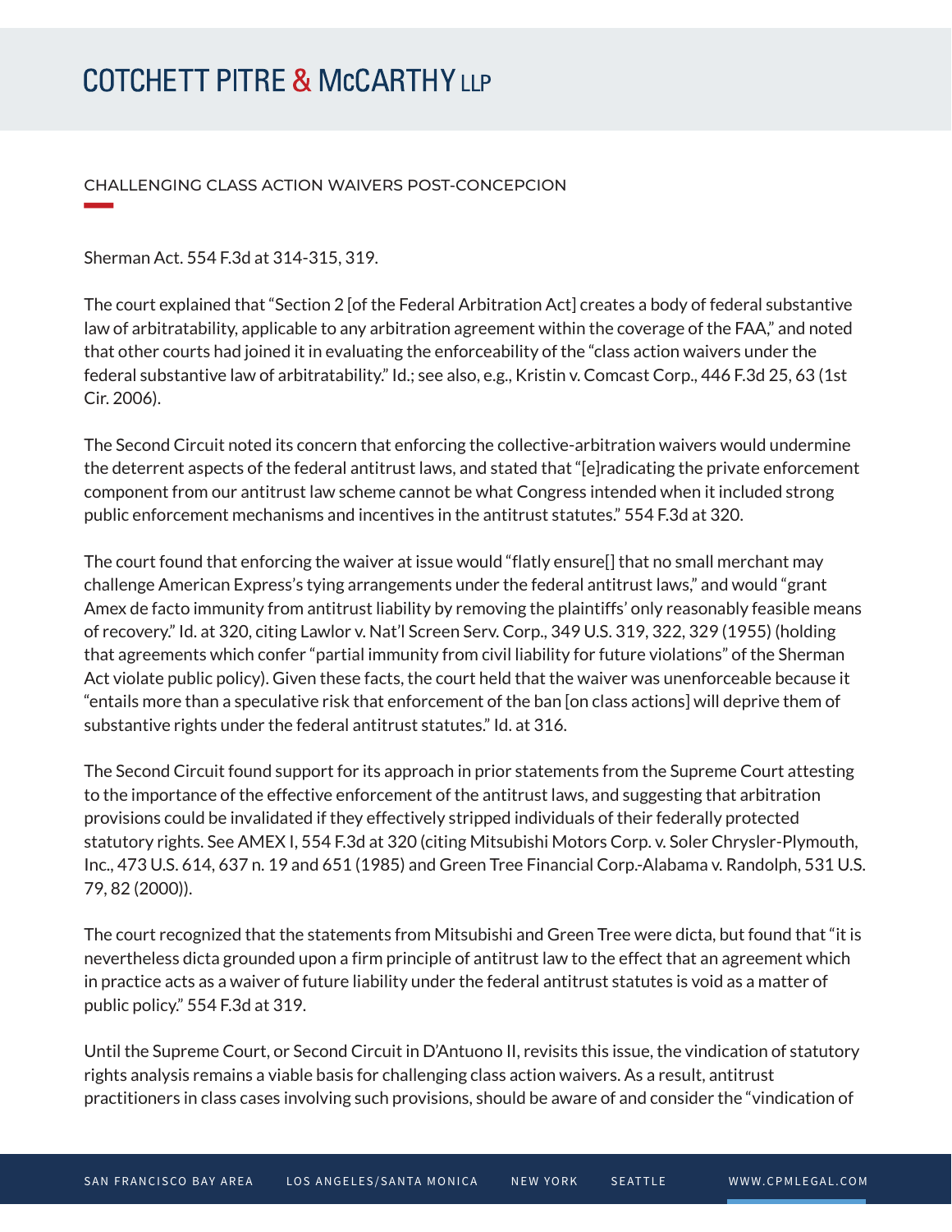Sherman Act. 554 F.3d at 314-315, 319.

The court explained that "Section 2 [of the Federal Arbitration Act] creates a body of federal substantive law of arbitratability, applicable to any arbitration agreement within the coverage of the FAA," and noted that other courts had joined it in evaluating the enforceability of the "class action waivers under the federal substantive law of arbitratability." Id.; see also, e.g., Kristin v. Comcast Corp., 446 F.3d 25, 63 (1st Cir. 2006).

The Second Circuit noted its concern that enforcing the collective-arbitration waivers would undermine the deterrent aspects of the federal antitrust laws, and stated that "[e]radicating the private enforcement component from our antitrust law scheme cannot be what Congress intended when it included strong public enforcement mechanisms and incentives in the antitrust statutes." 554 F.3d at 320.

The court found that enforcing the waiver at issue would "flatly ensure[] that no small merchant may challenge American Express's tying arrangements under the federal antitrust laws," and would "grant Amex de facto immunity from antitrust liability by removing the plaintiffs' only reasonably feasible means of recovery." Id. at 320, citing Lawlor v. Nat'l Screen Serv. Corp., 349 U.S. 319, 322, 329 (1955) (holding that agreements which confer "partial immunity from civil liability for future violations" of the Sherman Act violate public policy). Given these facts, the court held that the waiver was unenforceable because it "entails more than a speculative risk that enforcement of the ban [on class actions] will deprive them of substantive rights under the federal antitrust statutes." Id. at 316.

The Second Circuit found support for its approach in prior statements from the Supreme Court attesting to the importance of the effective enforcement of the antitrust laws, and suggesting that arbitration provisions could be invalidated if they effectively stripped individuals of their federally protected statutory rights. See AMEX I, 554 F.3d at 320 (citing Mitsubishi Motors Corp. v. Soler Chrysler-Plymouth, Inc., 473 U.S. 614, 637 n. 19 and 651 (1985) and Green Tree Financial Corp.-Alabama v. Randolph, 531 U.S. 79, 82 (2000)).

The court recognized that the statements from Mitsubishi and Green Tree were dicta, but found that "it is nevertheless dicta grounded upon a firm principle of antitrust law to the effect that an agreement which in practice acts as a waiver of future liability under the federal antitrust statutes is void as a matter of public policy." 554 F.3d at 319.

Until the Supreme Court, or Second Circuit in D'Antuono II, revisits this issue, the vindication of statutory rights analysis remains a viable basis for challenging class action waivers. As a result, antitrust practitioners in class cases involving such provisions, should be aware of and consider the "vindication of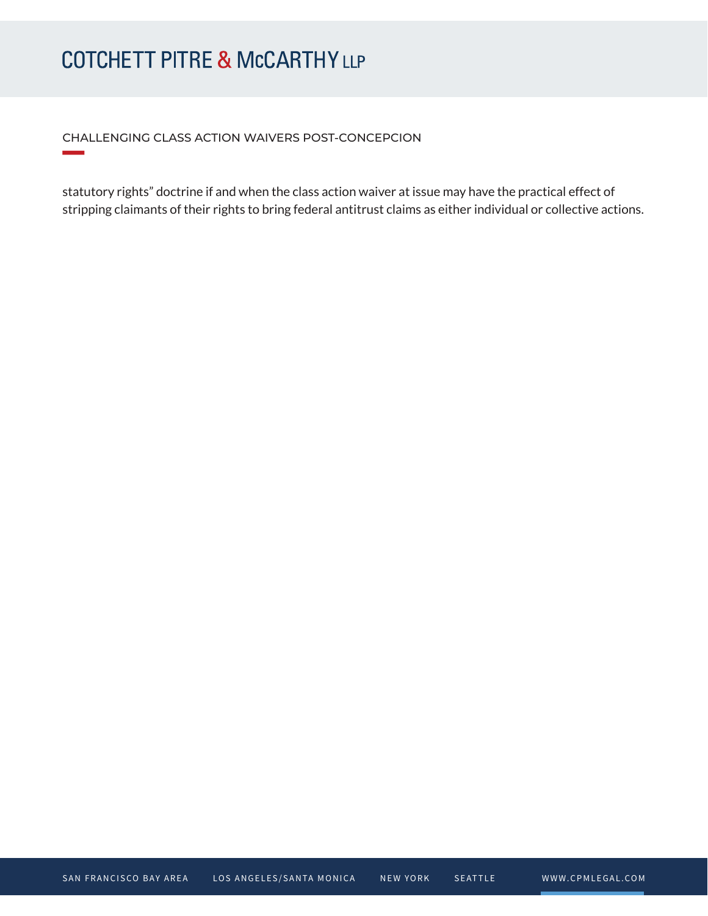statutory rights" doctrine if and when the class action waiver at issue may have the practical effect of stripping claimants of their rights to bring federal antitrust claims as either individual or collective actions.